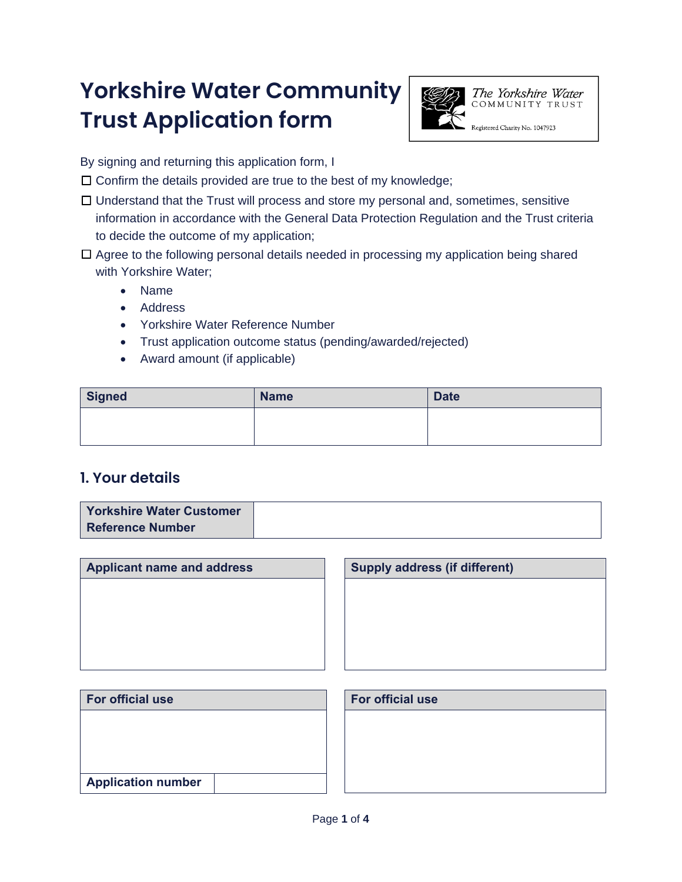# Yorkshire Water Community Trust Application form

The Yorkshire Water
COMMUNITY TRUST
Registered Charity No. 1047923

By signing and returning this application form, I

- ☐ Confirm the details provided are true to the best of my knowledge;
- ☐ Understand that the Trust will process and store my personal and, sometimes, sensitive information in accordance with the General Data Protection Regulation and the Trust criteria to decide the outcome of my application;
- ☐ Agree to the following personal details needed in processing my application being shared with Yorkshire Water;
  - Name
  - Address
  - Yorkshire Water Reference Number
  - Trust application outcome status (pending/awarded/rejected)
  - Award amount (if applicable)

| Signed | Name | Date |
|---|---|---|
| | | |

## 1. Your details

| Yorkshire Water Customer Reference Number | |
|---|---|

| Applicant name and address |
|---|
| |

| Supply address (if different) |
|---|
| |

| For official use | |
|---|---|
| | |
| Application number | |

| For official use |
|---|
| |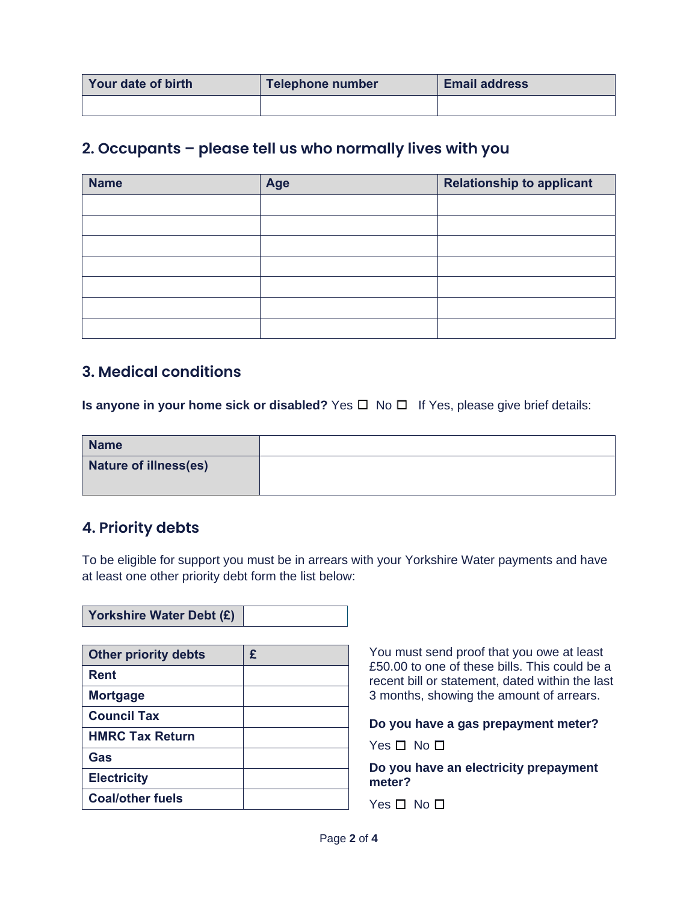| Your date of birth | Telephone number | Email address |
|---|---|---|
| | | |

## 2. Occupants – please tell us who normally lives with you

| Name | Age | Relationship to applicant |
|---|---|---|
| | | |
| | | |
| | | |
| | | |
| | | |
| | | |
| | | |

## 3. Medical conditions

**Is anyone in your home sick or disabled?** Yes ☐ No ☐ If Yes, please give brief details:

| Name | |
|---|---|
| **Nature of illness(es)** | |

## 4. Priority debts

To be eligible for support you must be in arrears with your Yorkshire Water payments and have at least one other priority debt form the list below:

| Yorkshire Water Debt (£) | |
|---|---|

| Other priority debts | £ |
|---|---|
| Rent | |
| Mortgage | |
| Council Tax | |
| HMRC Tax Return | |
| Gas | |
| Electricity | |
| Coal/other fuels | |

You must send proof that you owe at least £50.00 to one of these bills. This could be a recent bill or statement, dated within the last 3 months, showing the amount of arrears.

**Do you have a gas prepayment meter?**

Yes ☐ No ☐

**Do you have an electricity prepayment meter?**

Yes ☐ No ☐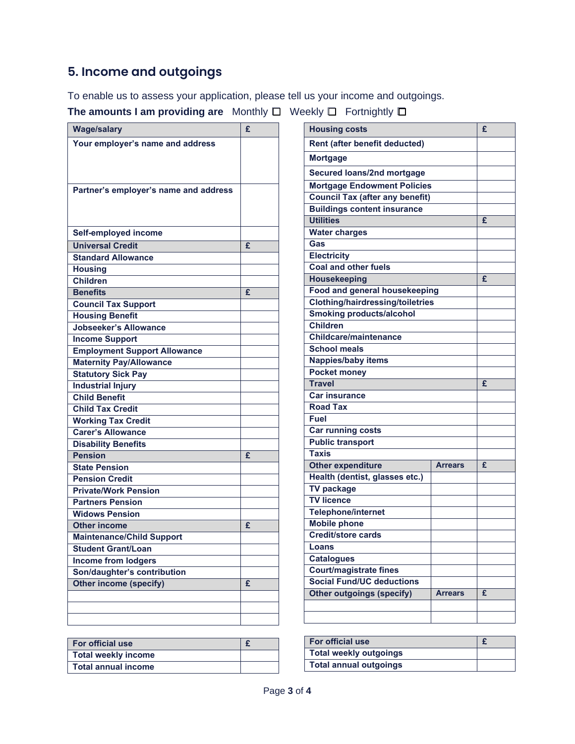## 5. Income and outgoings

To enable us to assess your application, please tell us your income and outgoings.

**The amounts I am providing are** Monthly ☐ Weekly ☐ Fortnightly ☐

| Wage/salary | £ |
|---|---|
| Your employer's name and address | |
| Partner's employer's name and address | |
| Self-employed income | |
| **Universal Credit** | **£** |
| Standard Allowance | |
| Housing | |
| Children | |
| **Benefits** | **£** |
| Council Tax Support | |
| Housing Benefit | |
| Jobseeker's Allowance | |
| Income Support | |
| Employment Support Allowance | |
| Maternity Pay/Allowance | |
| Statutory Sick Pay | |
| Industrial Injury | |
| Child Benefit | |
| Child Tax Credit | |
| Working Tax Credit | |
| Carer's Allowance | |
| Disability Benefits | |
| **Pension** | **£** |
| State Pension | |
| Pension Credit | |
| Private/Work Pension | |
| Partners Pension | |
| Widows Pension | |
| **Other income** | **£** |
| Maintenance/Child Support | |
| Student Grant/Loan | |
| Income from lodgers | |
| Son/daughter's contribution | |
| **Other income (specify)** | **£** |
| | |
| | |
| | |

| For official use | £ |
|---|---|
| Total weekly income | |
| Total annual income | |

| Housing costs | | £ |
|---|---|---|
| Rent (after benefit deducted) | | |
| Mortgage | | |
| Secured loans/2nd mortgage | | |
| Mortgage Endowment Policies | | |
| Council Tax (after any benefit) | | |
| Buildings content insurance | | |
| **Utilities** | | **£** |
| Water charges | | |
| Gas | | |
| Electricity | | |
| Coal and other fuels | | |
| **Housekeeping** | | **£** |
| Food and general housekeeping | | |
| Clothing/hairdressing/toiletries | | |
| Smoking products/alcohol | | |
| Children | | |
| Childcare/maintenance | | |
| School meals | | |
| Nappies/baby items | | |
| Pocket money | | |
| **Travel** | | **£** |
| Car insurance | | |
| Road Tax | | |
| Fuel | | |
| Car running costs | | |
| Public transport | | |
| Taxis | | |
| **Other expenditure** | **Arrears** | **£** |
| Health (dentist, glasses etc.) | | |
| TV package | | |
| TV licence | | |
| Telephone/internet | | |
| Mobile phone | | |
| Credit/store cards | | |
| Loans | | |
| Catalogues | | |
| Court/magistrate fines | | |
| Social Fund/UC deductions | | |
| **Other outgoings (specify)** | **Arrears** | **£** |
| | | |
| | | |

| For official use | £ |
|---|---|
| Total weekly outgoings | |
| Total annual outgoings | |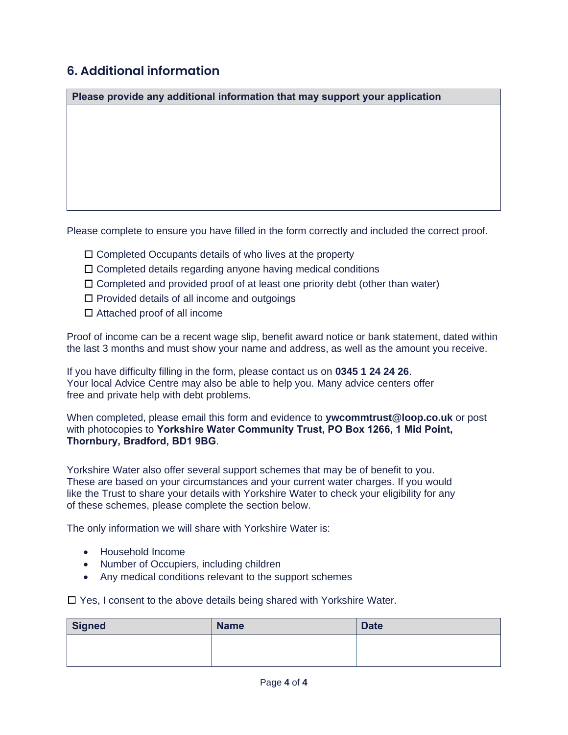## 6. Additional information

| Please provide any additional information that may support your application |
| --- |
| |

Please complete to ensure you have filled in the form correctly and included the correct proof.

- ☐ Completed Occupants details of who lives at the property
- ☐ Completed details regarding anyone having medical conditions
- ☐ Completed and provided proof of at least one priority debt (other than water)
- ☐ Provided details of all income and outgoings
- ☐ Attached proof of all income

Proof of income can be a recent wage slip, benefit award notice or bank statement, dated within the last 3 months and must show your name and address, as well as the amount you receive.

If you have difficulty filling in the form, please contact us on **0345 1 24 24 26**.
Your local Advice Centre may also be able to help you. Many advice centers offer free and private help with debt problems.

When completed, please email this form and evidence to **ywcommtrust@loop.co.uk** or post with photocopies to **Yorkshire Water Community Trust, PO Box 1266, 1 Mid Point, Thornbury, Bradford, BD1 9BG**.

Yorkshire Water also offer several support schemes that may be of benefit to you. These are based on your circumstances and your current water charges. If you would like the Trust to share your details with Yorkshire Water to check your eligibility for any of these schemes, please complete the section below.

The only information we will share with Yorkshire Water is:

- Household Income
- Number of Occupiers, including children
- Any medical conditions relevant to the support schemes

☐ Yes, I consent to the above details being shared with Yorkshire Water.

| Signed | Name | Date |
| --- | --- | --- |
| | | |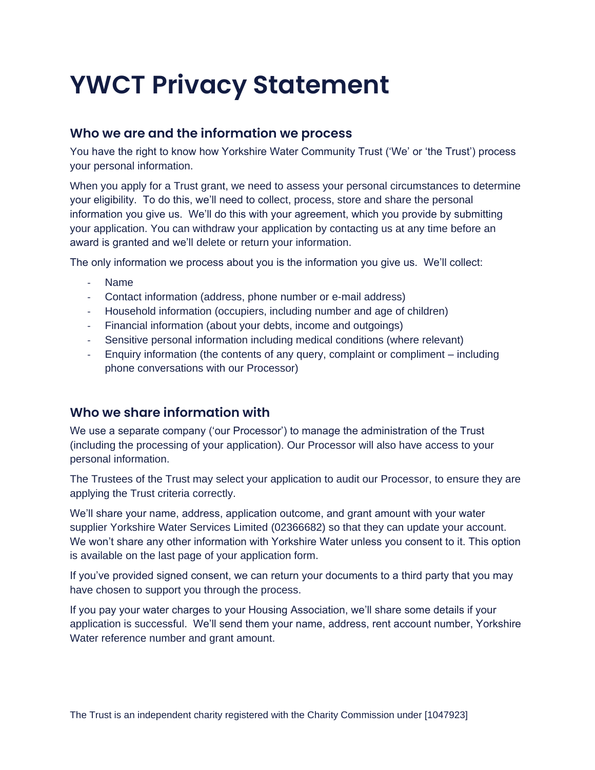# YWCT Privacy Statement

## Who we are and the information we process

You have the right to know how Yorkshire Water Community Trust ('We' or 'the Trust') process your personal information.

When you apply for a Trust grant, we need to assess your personal circumstances to determine your eligibility. To do this, we'll need to collect, process, store and share the personal information you give us. We'll do this with your agreement, which you provide by submitting your application. You can withdraw your application by contacting us at any time before an award is granted and we'll delete or return your information.

The only information we process about you is the information you give us. We'll collect:

- Name
- Contact information (address, phone number or e-mail address)
- Household information (occupiers, including number and age of children)
- Financial information (about your debts, income and outgoings)
- Sensitive personal information including medical conditions (where relevant)
- Enquiry information (the contents of any query, complaint or compliment – including phone conversations with our Processor)

## Who we share information with

We use a separate company ('our Processor') to manage the administration of the Trust (including the processing of your application). Our Processor will also have access to your personal information.

The Trustees of the Trust may select your application to audit our Processor, to ensure they are applying the Trust criteria correctly.

We'll share your name, address, application outcome, and grant amount with your water supplier Yorkshire Water Services Limited (02366682) so that they can update your account. We won't share any other information with Yorkshire Water unless you consent to it. This option is available on the last page of your application form.

If you've provided signed consent, we can return your documents to a third party that you may have chosen to support you through the process.

If you pay your water charges to your Housing Association, we'll share some details if your application is successful. We'll send them your name, address, rent account number, Yorkshire Water reference number and grant amount.

The Trust is an independent charity registered with the Charity Commission under [1047923]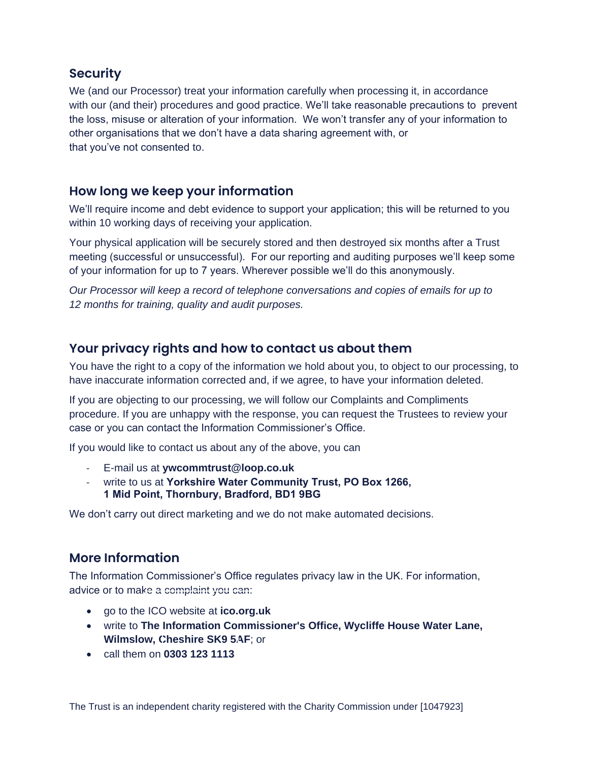## Security

We (and our Processor) treat your information carefully when processing it, in accordance with our (and their) procedures and good practice. We'll take reasonable precautions to prevent the loss, misuse or alteration of your information. We won't transfer any of your information to other organisations that we don't have a data sharing agreement with, or that you've not consented to.

## How long we keep your information

We'll require income and debt evidence to support your application; this will be returned to you within 10 working days of receiving your application.

Your physical application will be securely stored and then destroyed six months after a Trust meeting (successful or unsuccessful). For our reporting and auditing purposes we'll keep some of your information for up to 7 years. Wherever possible we'll do this anonymously.

*Our Processor will keep a record of telephone conversations and copies of emails for up to 12 months for training, quality and audit purposes.*

## Your privacy rights and how to contact us about them

You have the right to a copy of the information we hold about you, to object to our processing, to have inaccurate information corrected and, if we agree, to have your information deleted.

If you are objecting to our processing, we will follow our Complaints and Compliments procedure. If you are unhappy with the response, you can request the Trustees to review your case or you can contact the Information Commissioner's Office.

If you would like to contact us about any of the above, you can

- E-mail us at **ywcommtrust@loop.co.uk**
- write to us at **Yorkshire Water Community Trust, PO Box 1266, 1 Mid Point, Thornbury, Bradford, BD1 9BG**

We don't carry out direct marketing and we do not make automated decisions.

## More Information

The Information Commissioner's Office regulates privacy law in the UK. For information, advice or to make a complaint you can:

- go to the ICO website at **ico.org.uk**
- write to **The Information Commissioner's Office, Wycliffe House Water Lane, Wilmslow, Cheshire SK9 5AF**; or
- call them on **0303 123 1113**

The Trust is an independent charity registered with the Charity Commission under [1047923]